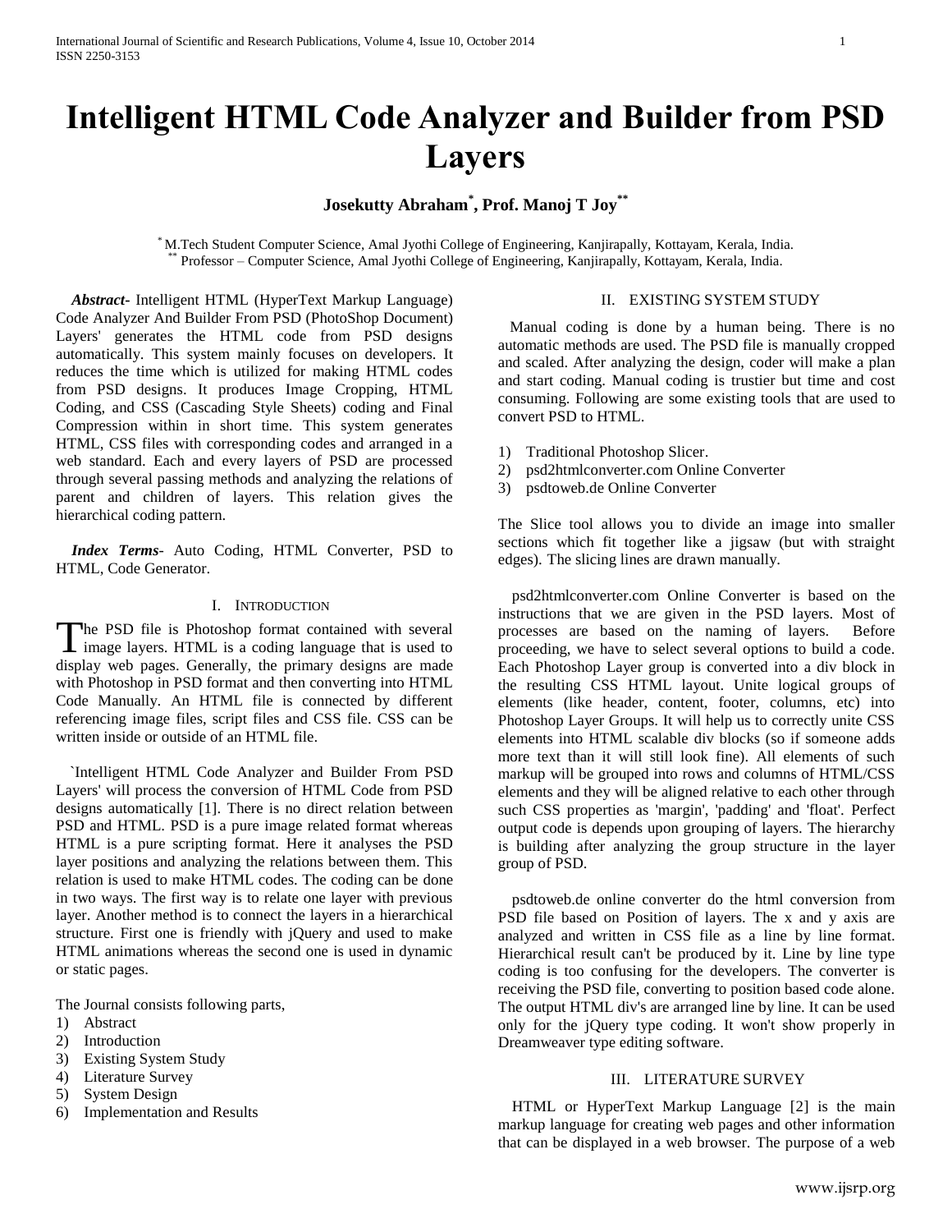# Intelligent HTML Code Analyzer and Builder from PSD Layers

**Josekutty Abraham[*], Prof. Manoj T Joy[**]**

[*] M.Tech Student Computer Science, Amal Jyothi College of Engineering, Kanjirapally, Kottayam, Kerala, India.
[**] Professor – Computer Science, Amal Jyothi College of Engineering, Kanjirapally, Kottayam, Kerala, India.

***Abstract-*** Intelligent HTML (HyperText Markup Language) Code Analyzer And Builder From PSD (PhotoShop Document) Layers' generates the HTML code from PSD designs automatically. This system mainly focuses on developers. It reduces the time which is utilized for making HTML codes from PSD designs. It produces Image Cropping, HTML Coding, and CSS (Cascading Style Sheets) coding and Final Compression within in short time. This system generates HTML, CSS files with corresponding codes and arranged in a web standard. Each and every layers of PSD are processed through several passing methods and analyzing the relations of parent and children of layers. This relation gives the hierarchical coding pattern.

***Index Terms-*** Auto Coding, HTML Converter, PSD to HTML, Code Generator.

## I. Introduction

The PSD file is Photoshop format contained with several image layers. HTML is a coding language that is used to display web pages. Generally, the primary designs are made with Photoshop in PSD format and then converting into HTML Code Manually. An HTML file is connected by different referencing image files, script files and CSS file. CSS can be written inside or outside of an HTML file.

`Intelligent HTML Code Analyzer and Builder From PSD Layers' will process the conversion of HTML Code from PSD designs automatically [1]. There is no direct relation between PSD and HTML. PSD is a pure image related format whereas HTML is a pure scripting format. Here it analyses the PSD layer positions and analyzing the relations between them. This relation is used to make HTML codes. The coding can be done in two ways. The first way is to relate one layer with previous layer. Another method is to connect the layers in a hierarchical structure. First one is friendly with jQuery and used to make HTML animations whereas the second one is used in dynamic or static pages.

The Journal consists following parts,

1) Abstract
2) Introduction
3) Existing System Study
4) Literature Survey
5) System Design
6) Implementation and Results

## II. Existing System Study

Manual coding is done by a human being. There is no automatic methods are used. The PSD file is manually cropped and scaled. After analyzing the design, coder will make a plan and start coding. Manual coding is trustier but time and cost consuming. Following are some existing tools that are used to convert PSD to HTML.

1) Traditional Photoshop Slicer.
2) psd2htmlconverter.com Online Converter
3) psdtoweb.de Online Converter

The Slice tool allows you to divide an image into smaller sections which fit together like a jigsaw (but with straight edges). The slicing lines are drawn manually.

psd2htmlconverter.com Online Converter is based on the instructions that we are given in the PSD layers. Most of processes are based on the naming of layers. Before proceeding, we have to select several options to build a code. Each Photoshop Layer group is converted into a div block in the resulting CSS HTML layout. Unite logical groups of elements (like header, content, footer, columns, etc) into Photoshop Layer Groups. It will help us to correctly unite CSS elements into HTML scalable div blocks (so if someone adds more text than it will still look fine). All elements of such markup will be grouped into rows and columns of HTML/CSS elements and they will be aligned relative to each other through such CSS properties as 'margin', 'padding' and 'float'. Perfect output code is depends upon grouping of layers. The hierarchy is building after analyzing the group structure in the layer group of PSD.

psdtoweb.de online converter do the html conversion from PSD file based on Position of layers. The x and y axis are analyzed and written in CSS file as a line by line format. Hierarchical result can't be produced by it. Line by line type coding is too confusing for the developers. The converter is receiving the PSD file, converting to position based code alone. The output HTML div's are arranged line by line. It can be used only for the jQuery type coding. It won't show properly in Dreamweaver type editing software.

## III. Literature Survey

HTML or HyperText Markup Language [2] is the main markup language for creating web pages and other information that can be displayed in a web browser. The purpose of a web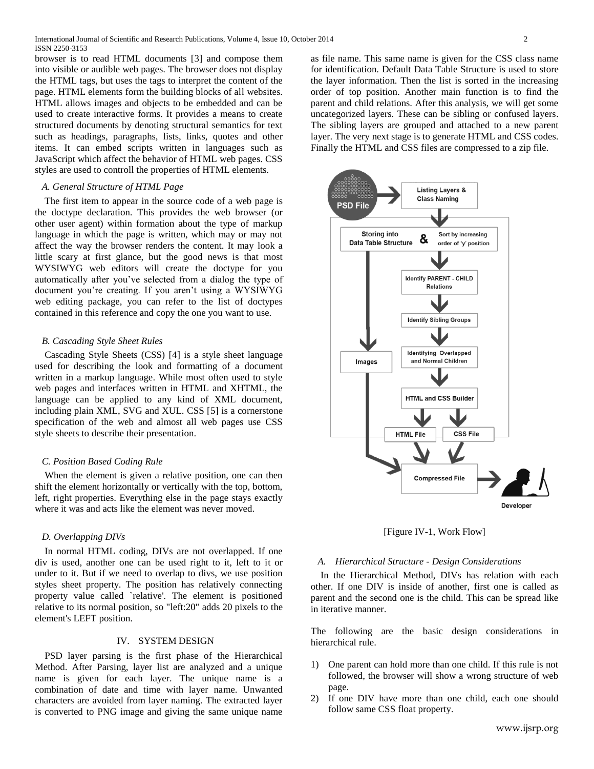browser is to read HTML documents [3] and compose them into visible or audible web pages. The browser does not display the HTML tags, but uses the tags to interpret the content of the page. HTML elements form the building blocks of all websites. HTML allows images and objects to be embedded and can be used to create interactive forms. It provides a means to create structured documents by denoting structural semantics for text such as headings, paragraphs, lists, links, quotes and other items. It can embed scripts written in languages such as JavaScript which affect the behavior of HTML web pages. CSS styles are used to controll the properties of HTML elements.

### *A. General Structure of HTML Page*

The first item to appear in the source code of a web page is the doctype declaration. This provides the web browser (or other user agent) within formation about the type of markup language in which the page is written, which may or may not affect the way the browser renders the content. It may look a little scary at first glance, but the good news is that most WYSIWYG web editors will create the doctype for you automatically after you've selected from a dialog the type of document you're creating. If you aren't using a WYSIWYG web editing package, you can refer to the list of doctypes contained in this reference and copy the one you want to use.

### *B. Cascading Style Sheet Rules*

Cascading Style Sheets (CSS) [4] is a style sheet language used for describing the look and formatting of a document written in a markup language. While most often used to style web pages and interfaces written in HTML and XHTML, the language can be applied to any kind of XML document, including plain XML, SVG and XUL. CSS [5] is a cornerstone specification of the web and almost all web pages use CSS style sheets to describe their presentation.

### *C. Position Based Coding Rule*

When the element is given a relative position, one can then shift the element horizontally or vertically with the top, bottom, left, right properties. Everything else in the page stays exactly where it was and acts like the element was never moved.

### *D. Overlapping DIVs*

In normal HTML coding, DIVs are not overlapped. If one div is used, another one can be used right to it, left to it or under to it. But if we need to overlap to divs, we use position styles sheet property. The position has relatively connecting property value called `relative'. The element is positioned relative to its normal position, so "left:20" adds 20 pixels to the element's LEFT position.

## IV. SYSTEM DESIGN

PSD layer parsing is the first phase of the Hierarchical Method. After Parsing, layer list are analyzed and a unique name is given for each layer. The unique name is a combination of date and time with layer name. Unwanted characters are avoided from layer naming. The extracted layer is converted to PNG image and giving the same unique name as file name. This same name is given for the CSS class name for identification. Default Data Table Structure is used to store the layer information. Then the list is sorted in the increasing order of top position. Another main function is to find the parent and child relations. After this analysis, we will get some uncategorized layers. These can be sibling or confused layers. The sibling layers are grouped and attached to a new parent layer. The very next stage is to generate HTML and CSS codes. Finally the HTML and CSS files are compressed to a zip file.

PSD File → Listing Layers & Class Naming → Storing into Data Table Structure & Sort by increasing order of 'y' position → Identify PARENT - CHILD Relations → Identify Sibling Groups → Identifying Overlapped and Normal Children → HTML and CSS Builder → HTML File, CSS File → Compressed File → Developer (Images → Compressed File)

[Figure IV-1, Work Flow]

### *A. Hierarchical Structure - Design Considerations*

In the Hierarchical Method, DIVs has relation with each other. If one DIV is inside of another, first one is called as parent and the second one is the child. This can be spread like in iterative manner.

The following are the basic design considerations in hierarchical rule.

1) One parent can hold more than one child. If this rule is not followed, the browser will show a wrong structure of web page.
2) If one DIV have more than one child, each one should follow same CSS float property.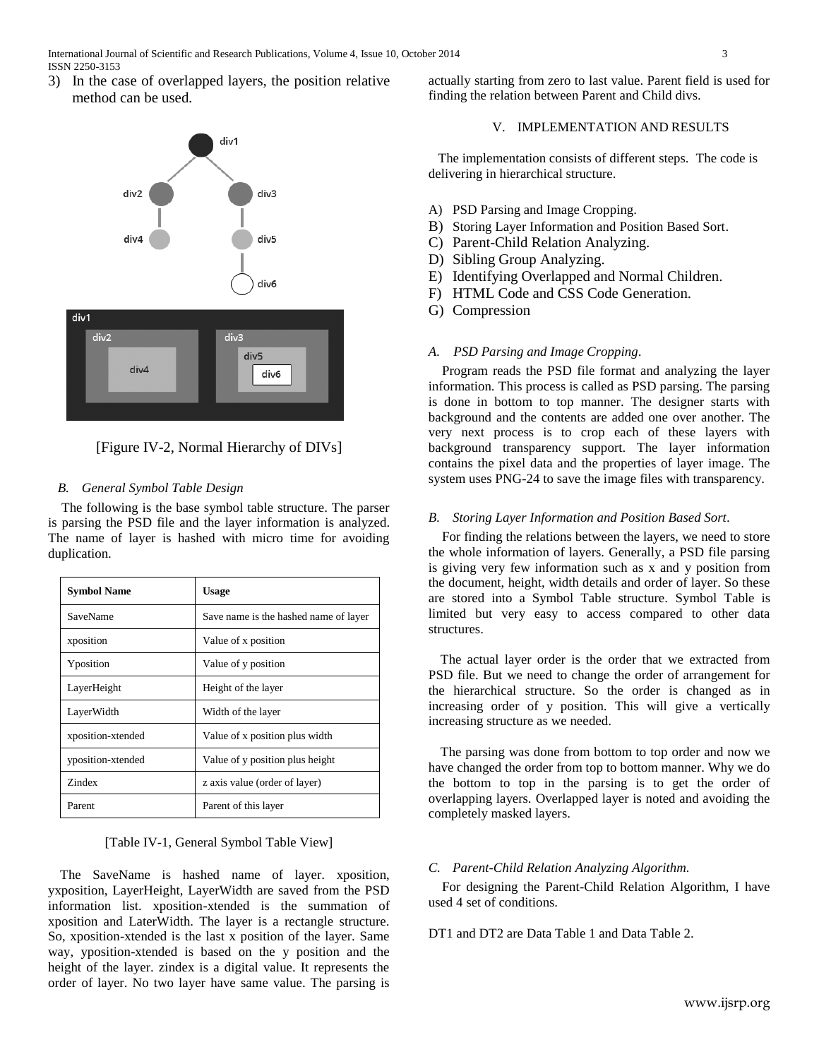3) In the case of overlapped layers, the position relative method can be used.

[Figure IV-2, Normal Hierarchy of DIVs]

### *B. General Symbol Table Design*

The following is the base symbol table structure. The parser is parsing the PSD file and the layer information is analyzed. The name of layer is hashed with micro time for avoiding duplication.

| Symbol Name | Usage |
|---|---|
| SaveName | Save name is the hashed name of layer |
| xposition | Value of x position |
| Yposition | Value of y position |
| LayerHeight | Height of the layer |
| LayerWidth | Width of the layer |
| xposition-xtended | Value of x position plus width |
| yposition-xtended | Value of y position plus height |
| Zindex | z axis value (order of layer) |
| Parent | Parent of this layer |

[Table IV-1, General Symbol Table View]

The SaveName is hashed name of layer. xposition, yxposition, LayerHeight, LayerWidth are saved from the PSD information list. xposition-xtended is the summation of xposition and LaterWidth. The layer is a rectangle structure. So, xposition-xtended is the last x position of the layer. Same way, yposition-xtended is based on the y position and the height of the layer. zindex is a digital value. It represents the order of layer. No two layer have same value. The parsing is actually starting from zero to last value. Parent field is used for finding the relation between Parent and Child divs.

## V. IMPLEMENTATION AND RESULTS

The implementation consists of different steps. The code is delivering in hierarchical structure.

A) PSD Parsing and Image Cropping.
B) Storing Layer Information and Position Based Sort.
C) Parent-Child Relation Analyzing.
D) Sibling Group Analyzing.
E) Identifying Overlapped and Normal Children.
F) HTML Code and CSS Code Generation.
G) Compression

### *A. PSD Parsing and Image Cropping.*

Program reads the PSD file format and analyzing the layer information. This process is called as PSD parsing. The parsing is done in bottom to top manner. The designer starts with background and the contents are added one over another. The very next process is to crop each of these layers with background transparency support. The layer information contains the pixel data and the properties of layer image. The system uses PNG-24 to save the image files with transparency.

### *B. Storing Layer Information and Position Based Sort.*

For finding the relations between the layers, we need to store the whole information of layers. Generally, a PSD file parsing is giving very few information such as x and y position from the document, height, width details and order of layer. So these are stored into a Symbol Table structure. Symbol Table is limited but very easy to access compared to other data structures.

The actual layer order is the order that we extracted from PSD file. But we need to change the order of arrangement for the hierarchical structure. So the order is changed as in increasing order of y position. This will give a vertically increasing structure as we needed.

The parsing was done from bottom to top order and now we have changed the order from top to bottom manner. Why we do the bottom to top in the parsing is to get the order of overlapping layers. Overlapped layer is noted and avoiding the completely masked layers.

### *C. Parent-Child Relation Analyzing Algorithm.*

For designing the Parent-Child Relation Algorithm, I have used 4 set of conditions.

DT1 and DT2 are Data Table 1 and Data Table 2.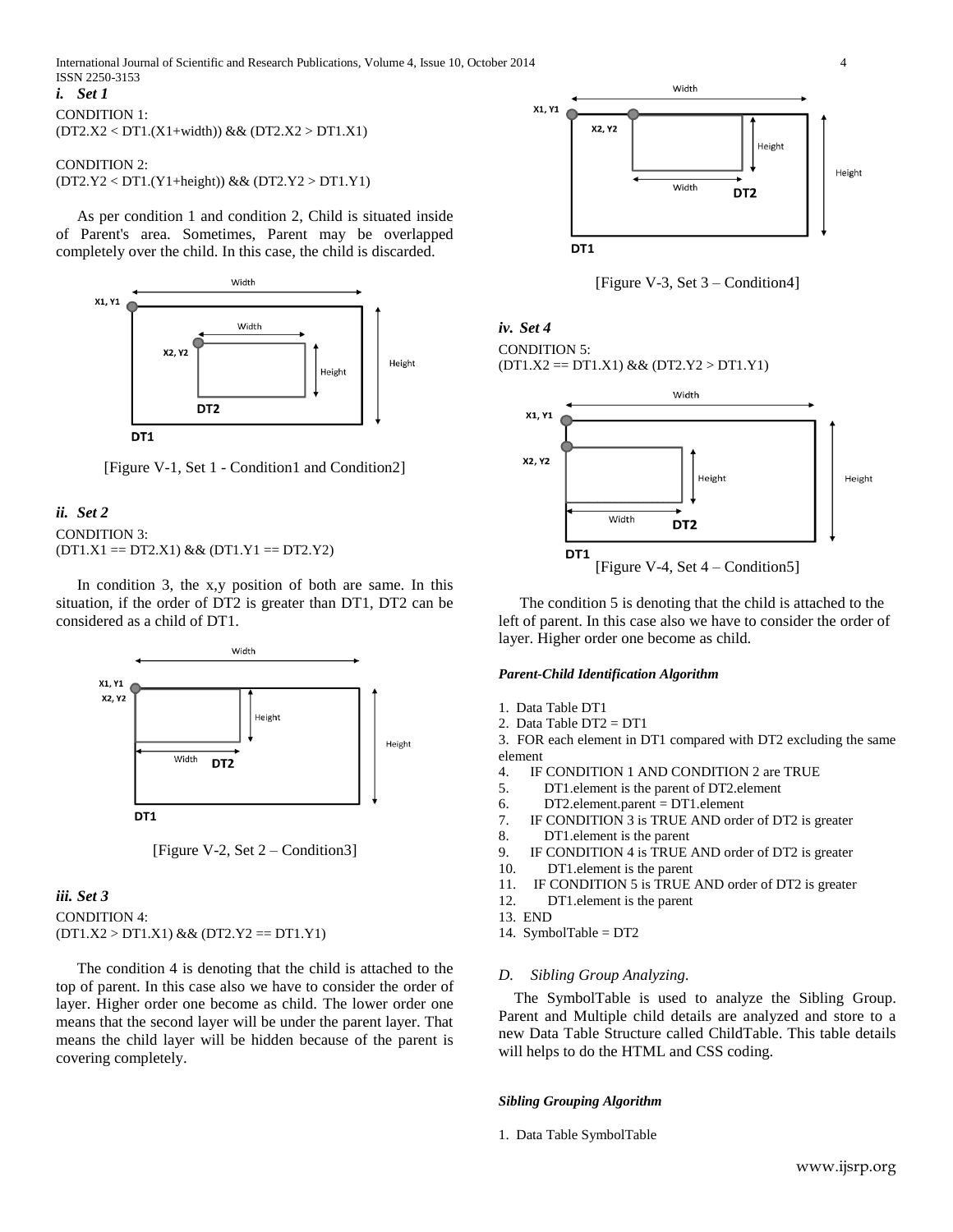### i. Set 1

CONDITION 1:
(DT2.X2 < DT1.(X1+width)) && (DT2.X2 > DT1.X1)

CONDITION 2:
(DT2.Y2 < DT1.(Y1+height)) && (DT2.Y2 > DT1.Y1)

As per condition 1 and condition 2, Child is situated inside of Parent's area. Sometimes, Parent may be overlapped completely over the child. In this case, the child is discarded.

[Figure V-1, Set 1 - Condition1 and Condition2]

### ii. Set 2

CONDITION 3:
(DT1.X1 == DT2.X1) && (DT1.Y1 == DT2.Y2)

In condition 3, the x,y position of both are same. In this situation, if the order of DT2 is greater than DT1, DT2 can be considered as a child of DT1.

[Figure V-2, Set 2 – Condition3]

### iii. Set 3

CONDITION 4:
(DT1.X2 > DT1.X1) && (DT2.Y2 == DT1.Y1)

The condition 4 is denoting that the child is attached to the top of parent. In this case also we have to consider the order of layer. Higher order one become as child. The lower order one means that the second layer will be under the parent layer. That means the child layer will be hidden because of the parent is covering completely.

[Figure V-3, Set 3 – Condition4]

### iv. Set 4

CONDITION 5:
(DT1.X2 == DT1.X1) && (DT2.Y2 > DT1.Y1)

[Figure V-4, Set 4 – Condition5]

The condition 5 is denoting that the child is attached to the left of parent. In this case also we have to consider the order of layer. Higher order one become as child.

***Parent-Child Identification Algorithm***

1. Data Table DT1
2. Data Table DT2 = DT1
3. FOR each element in DT1 compared with DT2 excluding the same element
4. IF CONDITION 1 AND CONDITION 2 are TRUE
5. DT1.element is the parent of DT2.element
6. DT2.element.parent = DT1.element
7. IF CONDITION 3 is TRUE AND order of DT2 is greater
8. DT1.element is the parent
9. IF CONDITION 4 is TRUE AND order of DT2 is greater
10. DT1.element is the parent
11. IF CONDITION 5 is TRUE AND order of DT2 is greater
12. DT1.element is the parent
13. END
14. SymbolTable = DT2

## D. Sibling Group Analyzing.

The SymbolTable is used to analyze the Sibling Group. Parent and Multiple child details are analyzed and store to a new Data Table Structure called ChildTable. This table details will helps to do the HTML and CSS coding.

***Sibling Grouping Algorithm***

1. Data Table SymbolTable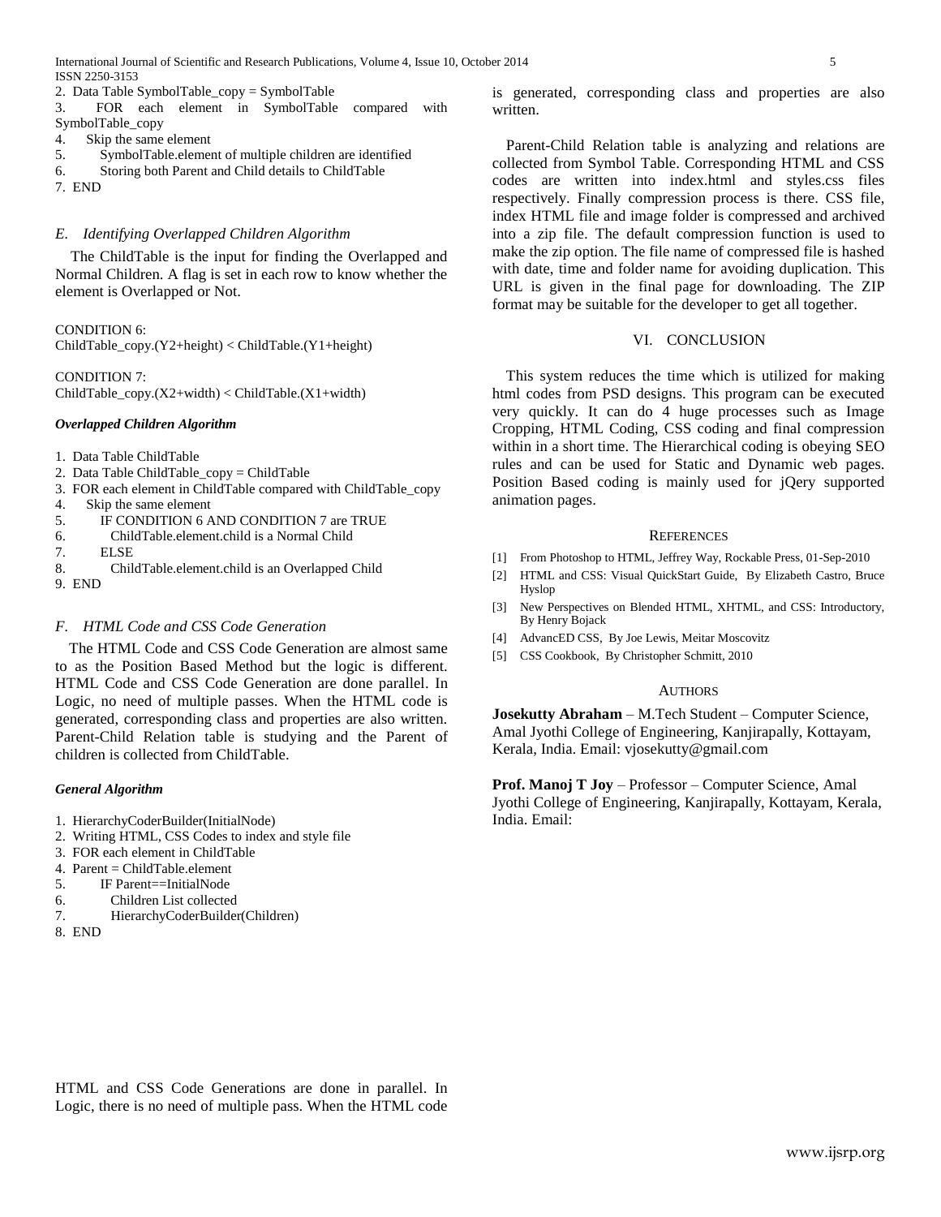2. Data Table SymbolTable_copy = SymbolTable
3. FOR each element in SymbolTable compared with SymbolTable_copy
4. Skip the same element
5. SymbolTable.element of multiple children are identified
6. Storing both Parent and Child details to ChildTable
7. END

### *E. Identifying Overlapped Children Algorithm*

The ChildTable is the input for finding the Overlapped and Normal Children. A flag is set in each row to know whether the element is Overlapped or Not.

CONDITION 6:
ChildTable_copy.(Y2+height) < ChildTable.(Y1+height)

CONDITION 7:
ChildTable_copy.(X2+width) < ChildTable.(X1+width)

***Overlapped Children Algorithm***

1. Data Table ChildTable
2. Data Table ChildTable_copy = ChildTable
3. FOR each element in ChildTable compared with ChildTable_copy
4. Skip the same element
5. IF CONDITION 6 AND CONDITION 7 are TRUE
6. ChildTable.element.child is a Normal Child
7. ELSE
8. ChildTable.element.child is an Overlapped Child
9. END

### *F. HTML Code and CSS Code Generation*

The HTML Code and CSS Code Generation are almost same to as the Position Based Method but the logic is different. HTML Code and CSS Code Generation are done parallel. In Logic, no need of multiple passes. When the HTML code is generated, corresponding class and properties are also written. Parent-Child Relation table is studying and the Parent of children is collected from ChildTable.

***General Algorithm***

1. HierarchyCoderBuilder(InitialNode)
2. Writing HTML, CSS Codes to index and style file
3. FOR each element in ChildTable
4. Parent = ChildTable.element
5. IF Parent==InitialNode
6. Children List collected
7. HierarchyCoderBuilder(Children)
8. END

HTML and CSS Code Generations are done in parallel. In Logic, there is no need of multiple pass. When the HTML code is generated, corresponding class and properties are also written.

Parent-Child Relation table is analyzing and relations are collected from Symbol Table. Corresponding HTML and CSS codes are written into index.html and styles.css files respectively. Finally compression process is there. CSS file, index HTML file and image folder is compressed and archived into a zip file. The default compression function is used to make the zip option. The file name of compressed file is hashed with date, time and folder name for avoiding duplication. This URL is given in the final page for downloading. The ZIP format may be suitable for the developer to get all together.

## VI. CONCLUSION

This system reduces the time which is utilized for making html codes from PSD designs. This program can be executed very quickly. It can do 4 huge processes such as Image Cropping, HTML Coding, CSS coding and final compression within in a short time. The Hierarchical coding is obeying SEO rules and can be used for Static and Dynamic web pages. Position Based coding is mainly used for jQery supported animation pages.

## REFERENCES

[1] From Photoshop to HTML, Jeffrey Way, Rockable Press, 01-Sep-2010
[2] HTML and CSS: Visual QuickStart Guide, By Elizabeth Castro, Bruce Hyslop
[3] New Perspectives on Blended HTML, XHTML, and CSS: Introductory, By Henry Bojack
[4] AdvancED CSS, By Joe Lewis, Meitar Moscovitz
[5] CSS Cookbook, By Christopher Schmitt, 2010

## AUTHORS

**Josekutty Abraham** – M.Tech Student – Computer Science, Amal Jyothi College of Engineering, Kanjirapally, Kottayam, Kerala, India. Email: vjosekutty@gmail.com

**Prof. Manoj T Joy** – Professor – Computer Science, Amal Jyothi College of Engineering, Kanjirapally, Kottayam, Kerala, India. Email: